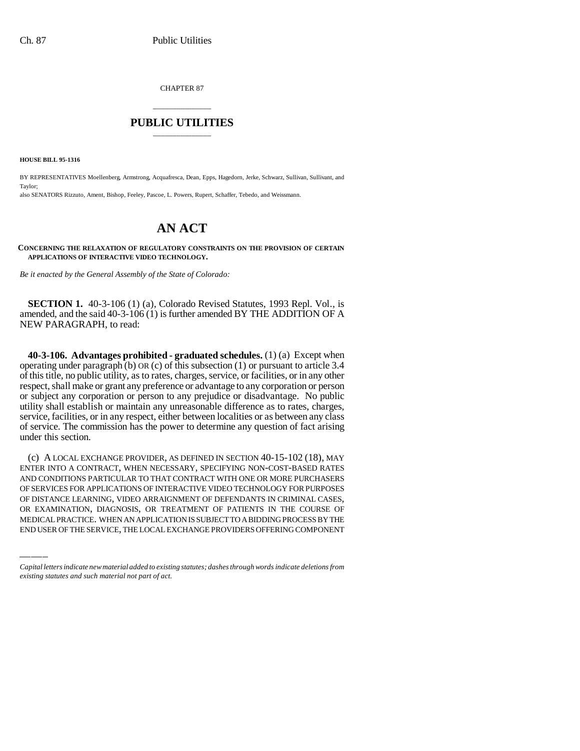CHAPTER 87

# PUBLIC UTILITIES

**HOUSE BILL 95-1316**

BY REPRESENTATIVES Moellenberg, Armstrong, Acquafresca, Dean, Epps, Hagedorn, Jerke, Schwarz, Sullivan, Sullivant, and Taylor;

also SENATORS Rizzuto, Ament, Bishop, Feeley, Pascoe, L. Powers, Rupert, Schaffer, Tebedo, and Weissmann.

# AN ACT

**CONCERNING THE RELAXATION OF REGULATORY CONSTRAINTS ON THE PROVISION OF CERTAIN APPLICATIONS OF INTERACTIVE VIDEO TECHNOLOGY.**

*Be it enacted by the General Assembly of the State of Colorado:*

**SECTION 1.** 40-3-106 (1) (a), Colorado Revised Statutes, 1993 Repl. Vol., is amended, and the said 40-3-106 (1) is further amended BY THE ADDITION OF A NEW PARAGRAPH, to read:

**40-3-106. Advantages prohibited - graduated schedules.** (1) (a) Except when operating under paragraph (b) OR (c) of this subsection (1) or pursuant to article 3.4 of this title, no public utility, as to rates, charges, service, or facilities, or in any other respect, shall make or grant any preference or advantage to any corporation or person or subject any corporation or person to any prejudice or disadvantage. No public utility shall establish or maintain any unreasonable difference as to rates, charges, service, facilities, or in any respect, either between localities or as between any class of service. The commission has the power to determine any question of fact arising under this section.

(c) A LOCAL EXCHANGE PROVIDER, AS DEFINED IN SECTION 40-15-102 (18), MAY ENTER INTO A CONTRACT, WHEN NECESSARY, SPECIFYING NON-COST-BASED RATES AND CONDITIONS PARTICULAR TO THAT CONTRACT WITH ONE OR MORE PURCHASERS OF SERVICES FOR APPLICATIONS OF INTERACTIVE VIDEO TECHNOLOGY FOR PURPOSES OF DISTANCE LEARNING, VIDEO ARRAIGNMENT OF DEFENDANTS IN CRIMINAL CASES, OR EXAMINATION, DIAGNOSIS, OR TREATMENT OF PATIENTS IN THE COURSE OF MEDICAL PRACTICE. WHEN AN APPLICATION IS SUBJECT TO A BIDDING PROCESS BY THE END USER OF THE SERVICE, THE LOCAL EXCHANGE PROVIDERS OFFERING COMPONENT

*Capital letters indicate new material added to existing statutes; dashes through words indicate deletions from existing statutes and such material not part of act.*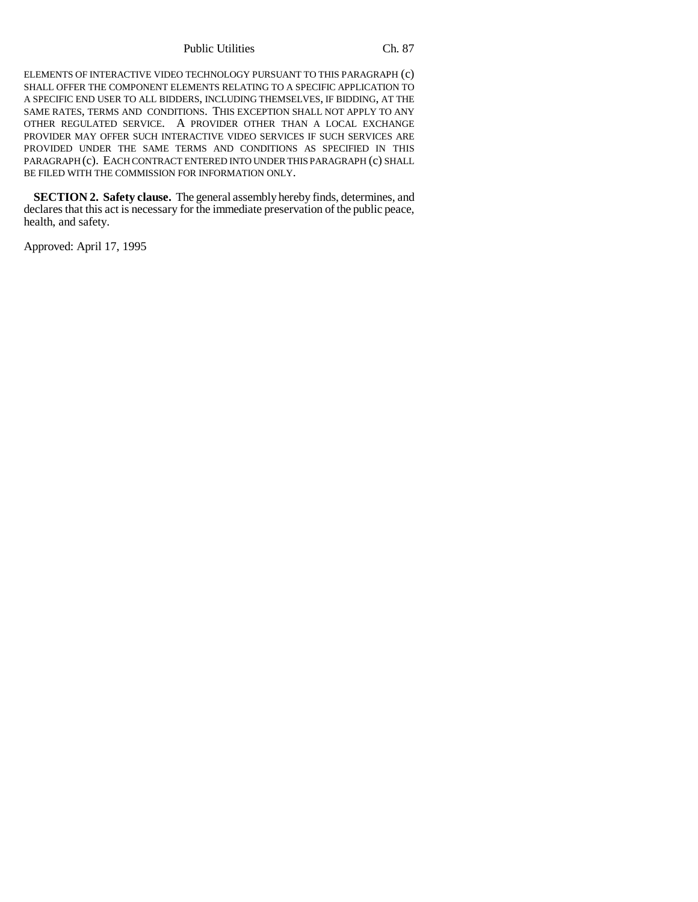ELEMENTS OF INTERACTIVE VIDEO TECHNOLOGY PURSUANT TO THIS PARAGRAPH (c) SHALL OFFER THE COMPONENT ELEMENTS RELATING TO A SPECIFIC APPLICATION TO A SPECIFIC END USER TO ALL BIDDERS, INCLUDING THEMSELVES, IF BIDDING, AT THE SAME RATES, TERMS AND CONDITIONS. THIS EXCEPTION SHALL NOT APPLY TO ANY OTHER REGULATED SERVICE. A PROVIDER OTHER THAN A LOCAL EXCHANGE PROVIDER MAY OFFER SUCH INTERACTIVE VIDEO SERVICES IF SUCH SERVICES ARE PROVIDED UNDER THE SAME TERMS AND CONDITIONS AS SPECIFIED IN THIS PARAGRAPH (c). EACH CONTRACT ENTERED INTO UNDER THIS PARAGRAPH (c) SHALL BE FILED WITH THE COMMISSION FOR INFORMATION ONLY.

**SECTION 2. Safety clause.** The general assembly hereby finds, determines, and declares that this act is necessary for the immediate preservation of the public peace, health, and safety.

Approved: April 17, 1995